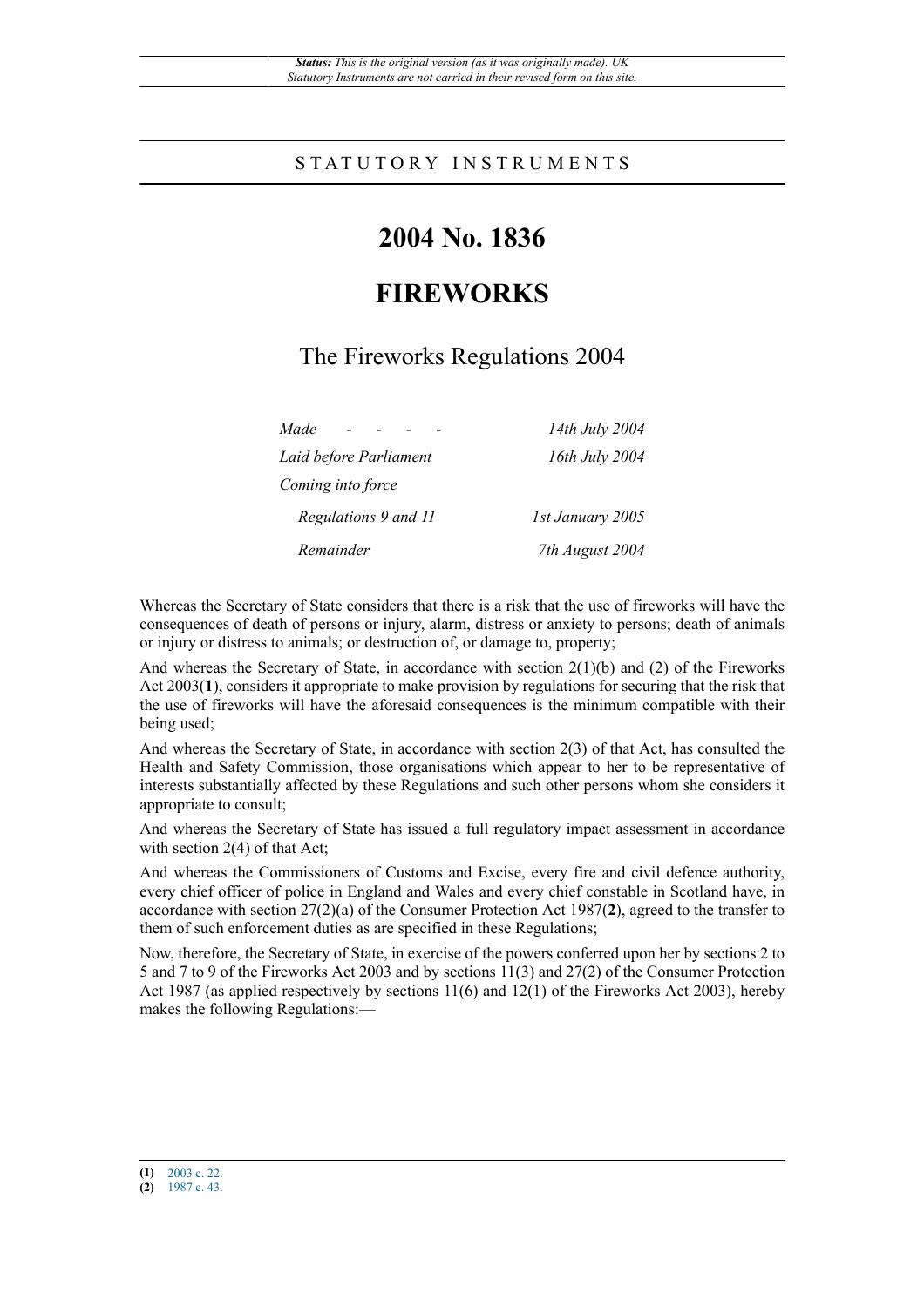*Status: This is the original version (as it was originally made). UK Statutory Instruments are not carried in their revised form on this site.*

STATUTORY INSTRUMENTS

# 2004 No. 1836

# FIREWORKS

## The Fireworks Regulations 2004

| | |
|---|---|
| *Made - - - -* | *14th July 2004* |
| *Laid before Parliament* | *16th July 2004* |
| *Coming into force* | |
| *Regulations 9 and 11* | *1st January 2005* |
| *Remainder* | *7th August 2004* |

Whereas the Secretary of State considers that there is a risk that the use of fireworks will have the consequences of death of persons or injury, alarm, distress or anxiety to persons; death of animals or injury or distress to animals; or destruction of, or damage to, property;

And whereas the Secretary of State, in accordance with section 2(1)(b) and (2) of the Fireworks Act 2003(**1**), considers it appropriate to make provision by regulations for securing that the risk that the use of fireworks will have the aforesaid consequences is the minimum compatible with their being used;

And whereas the Secretary of State, in accordance with section 2(3) of that Act, has consulted the Health and Safety Commission, those organisations which appear to her to be representative of interests substantially affected by these Regulations and such other persons whom she considers it appropriate to consult;

And whereas the Secretary of State has issued a full regulatory impact assessment in accordance with section 2(4) of that Act;

And whereas the Commissioners of Customs and Excise, every fire and civil defence authority, every chief officer of police in England and Wales and every chief constable in Scotland have, in accordance with section 27(2)(a) of the Consumer Protection Act 1987(**2**), agreed to the transfer to them of such enforcement duties as are specified in these Regulations;

Now, therefore, the Secretary of State, in exercise of the powers conferred upon her by sections 2 to 5 and 7 to 9 of the Fireworks Act 2003 and by sections 11(3) and 27(2) of the Consumer Protection Act 1987 (as applied respectively by sections 11(6) and 12(1) of the Fireworks Act 2003), hereby makes the following Regulations:—

---

**(1)** 2003 c. 22.
**(2)** 1987 c. 43.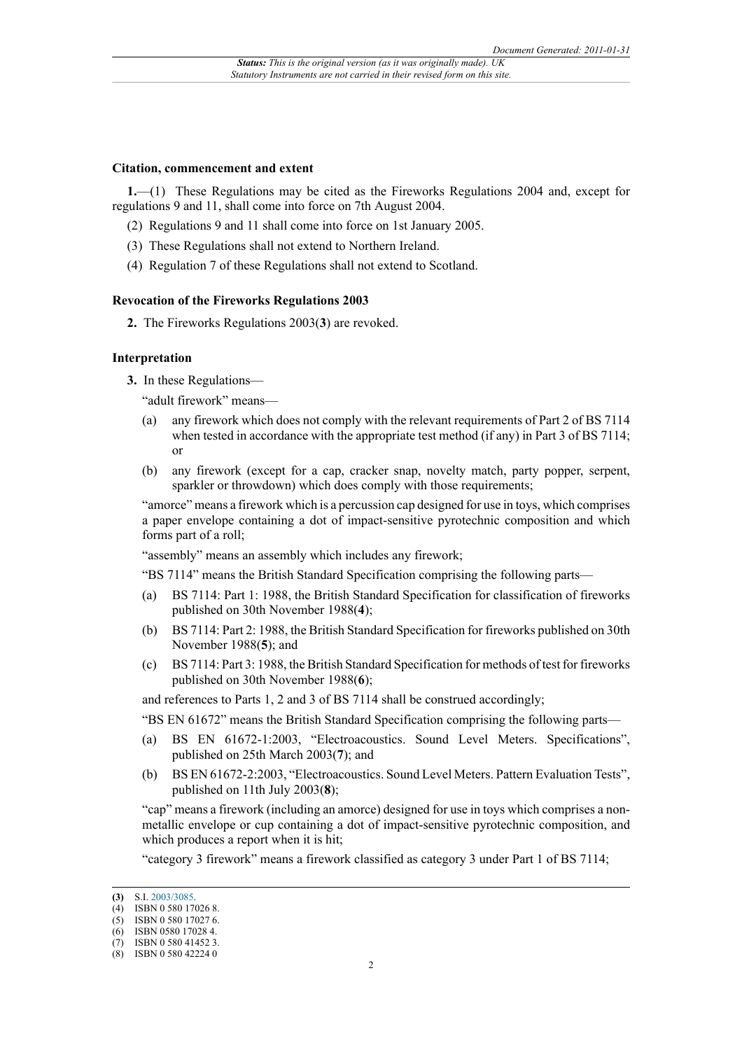### Citation, commencement and extent

**1.**—(1) These Regulations may be cited as the Fireworks Regulations 2004 and, except for regulations 9 and 11, shall come into force on 7th August 2004.

(2) Regulations 9 and 11 shall come into force on 1st January 2005.

(3) These Regulations shall not extend to Northern Ireland.

(4) Regulation 7 of these Regulations shall not extend to Scotland.

### Revocation of the Fireworks Regulations 2003

**2.** The Fireworks Regulations 2003(**3**) are revoked.

### Interpretation

**3.** In these Regulations—

"adult firework" means—

(a) any firework which does not comply with the relevant requirements of Part 2 of BS 7114 when tested in accordance with the appropriate test method (if any) in Part 3 of BS 7114; or

(b) any firework (except for a cap, cracker snap, novelty match, party popper, serpent, sparkler or throwdown) which does comply with those requirements;

"amorce" means a firework which is a percussion cap designed for use in toys, which comprises a paper envelope containing a dot of impact-sensitive pyrotechnic composition and which forms part of a roll;

"assembly" means an assembly which includes any firework;

"BS 7114" means the British Standard Specification comprising the following parts—

(a) BS 7114: Part 1: 1988, the British Standard Specification for classification of fireworks published on 30th November 1988(**4**);

(b) BS 7114: Part 2: 1988, the British Standard Specification for fireworks published on 30th November 1988(**5**); and

(c) BS 7114: Part 3: 1988, the British Standard Specification for methods of test for fireworks published on 30th November 1988(**6**);

and references to Parts 1, 2 and 3 of BS 7114 shall be construed accordingly;

"BS EN 61672" means the British Standard Specification comprising the following parts—

(a) BS EN 61672-1:2003, "Electroacoustics. Sound Level Meters. Specifications", published on 25th March 2003(**7**); and

(b) BS EN 61672-2:2003, "Electroacoustics. Sound Level Meters. Pattern Evaluation Tests", published on 11th July 2003(**8**);

"cap" means a firework (including an amorce) designed for use in toys which comprises a non-metallic envelope or cup containing a dot of impact-sensitive pyrotechnic composition, and which produces a report when it is hit;

"category 3 firework" means a firework classified as category 3 under Part 1 of BS 7114;

---

(**3**) S.I. 2003/3085.
(4) ISBN 0 580 17026 8.
(5) ISBN 0 580 17027 6.
(6) ISBN 0580 17028 4.
(7) ISBN 0 580 41452 3.
(8) ISBN 0 580 42224 0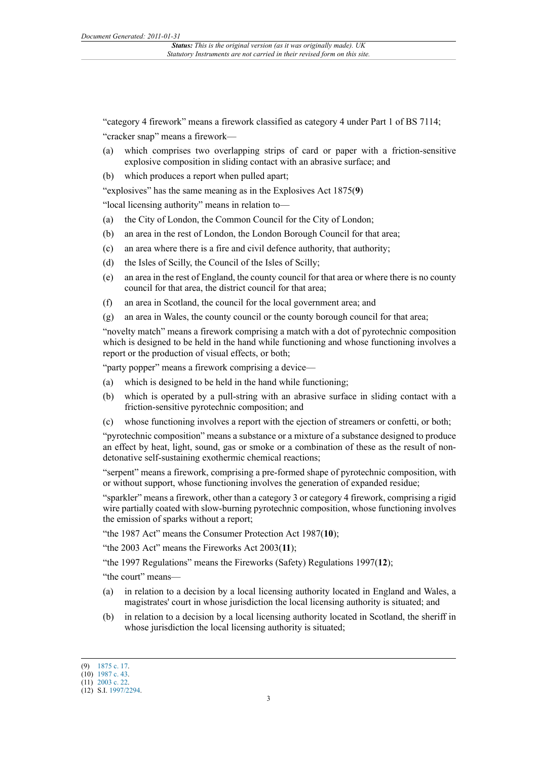"category 4 firework" means a firework classified as category 4 under Part 1 of BS 7114;

"cracker snap" means a firework—

(a) which comprises two overlapping strips of card or paper with a friction-sensitive explosive composition in sliding contact with an abrasive surface; and

(b) which produces a report when pulled apart;

"explosives" has the same meaning as in the Explosives Act 1875(9)

"local licensing authority" means in relation to—

(a) the City of London, the Common Council for the City of London;

(b) an area in the rest of London, the London Borough Council for that area;

(c) an area where there is a fire and civil defence authority, that authority;

(d) the Isles of Scilly, the Council of the Isles of Scilly;

(e) an area in the rest of England, the county council for that area or where there is no county council for that area, the district council for that area;

(f) an area in Scotland, the council for the local government area; and

(g) an area in Wales, the county council or the county borough council for that area;

"novelty match" means a firework comprising a match with a dot of pyrotechnic composition which is designed to be held in the hand while functioning and whose functioning involves a report or the production of visual effects, or both;

"party popper" means a firework comprising a device—

(a) which is designed to be held in the hand while functioning;

(b) which is operated by a pull-string with an abrasive surface in sliding contact with a friction-sensitive pyrotechnic composition; and

(c) whose functioning involves a report with the ejection of streamers or confetti, or both;

"pyrotechnic composition" means a substance or a mixture of a substance designed to produce an effect by heat, light, sound, gas or smoke or a combination of these as the result of non-detonative self-sustaining exothermic chemical reactions;

"serpent" means a firework, comprising a pre-formed shape of pyrotechnic composition, with or without support, whose functioning involves the generation of expanded residue;

"sparkler" means a firework, other than a category 3 or category 4 firework, comprising a rigid wire partially coated with slow-burning pyrotechnic composition, whose functioning involves the emission of sparks without a report;

"the 1987 Act" means the Consumer Protection Act 1987(10);

"the 2003 Act" means the Fireworks Act 2003(11);

"the 1997 Regulations" means the Fireworks (Safety) Regulations 1997(12);

"the court" means—

(a) in relation to a decision by a local licensing authority located in England and Wales, a magistrates' court in whose jurisdiction the local licensing authority is situated; and

(b) in relation to a decision by a local licensing authority located in Scotland, the sheriff in whose jurisdiction the local licensing authority is situated;

---

(9) 1875 c. 17.

(10) 1987 c. 43.

(11) 2003 c. 22.

(12) S.I. 1997/2294.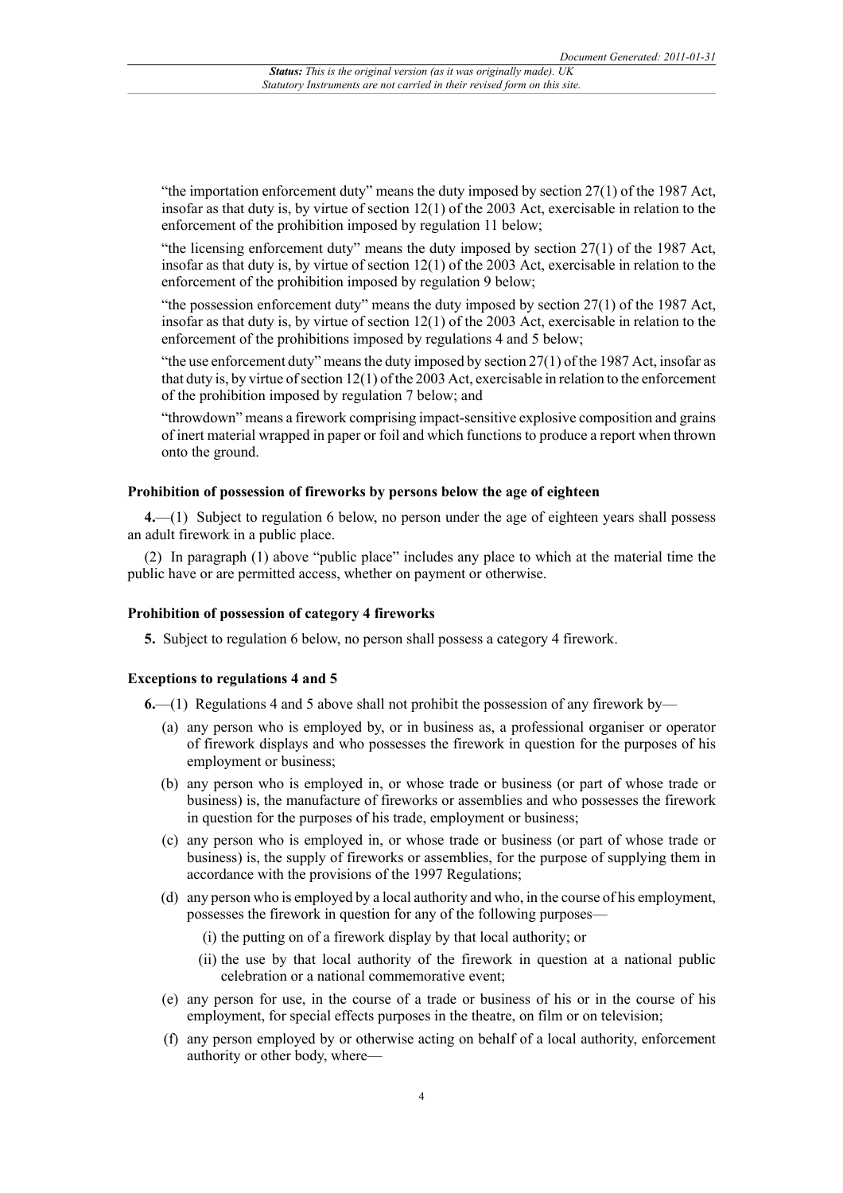"the importation enforcement duty" means the duty imposed by section 27(1) of the 1987 Act, insofar as that duty is, by virtue of section 12(1) of the 2003 Act, exercisable in relation to the enforcement of the prohibition imposed by regulation 11 below;

"the licensing enforcement duty" means the duty imposed by section 27(1) of the 1987 Act, insofar as that duty is, by virtue of section 12(1) of the 2003 Act, exercisable in relation to the enforcement of the prohibition imposed by regulation 9 below;

"the possession enforcement duty" means the duty imposed by section 27(1) of the 1987 Act, insofar as that duty is, by virtue of section 12(1) of the 2003 Act, exercisable in relation to the enforcement of the prohibitions imposed by regulations 4 and 5 below;

"the use enforcement duty" means the duty imposed by section 27(1) of the 1987 Act, insofar as that duty is, by virtue of section 12(1) of the 2003 Act, exercisable in relation to the enforcement of the prohibition imposed by regulation 7 below; and

"throwdown" means a firework comprising impact-sensitive explosive composition and grains of inert material wrapped in paper or foil and which functions to produce a report when thrown onto the ground.

### Prohibition of possession of fireworks by persons below the age of eighteen

**4.**—(1) Subject to regulation 6 below, no person under the age of eighteen years shall possess an adult firework in a public place.

(2) In paragraph (1) above "public place" includes any place to which at the material time the public have or are permitted access, whether on payment or otherwise.

### Prohibition of possession of category 4 fireworks

**5.** Subject to regulation 6 below, no person shall possess a category 4 firework.

### Exceptions to regulations 4 and 5

**6.**—(1) Regulations 4 and 5 above shall not prohibit the possession of any firework by—

(a) any person who is employed by, or in business as, a professional organiser or operator of firework displays and who possesses the firework in question for the purposes of his employment or business;

(b) any person who is employed in, or whose trade or business (or part of whose trade or business) is, the manufacture of fireworks or assemblies and who possesses the firework in question for the purposes of his trade, employment or business;

(c) any person who is employed in, or whose trade or business (or part of whose trade or business) is, the supply of fireworks or assemblies, for the purpose of supplying them in accordance with the provisions of the 1997 Regulations;

(d) any person who is employed by a local authority and who, in the course of his employment, possesses the firework in question for any of the following purposes—

(i) the putting on of a firework display by that local authority; or

(ii) the use by that local authority of the firework in question at a national public celebration or a national commemorative event;

(e) any person for use, in the course of a trade or business of his or in the course of his employment, for special effects purposes in the theatre, on film or on television;

(f) any person employed by or otherwise acting on behalf of a local authority, enforcement authority or other body, where—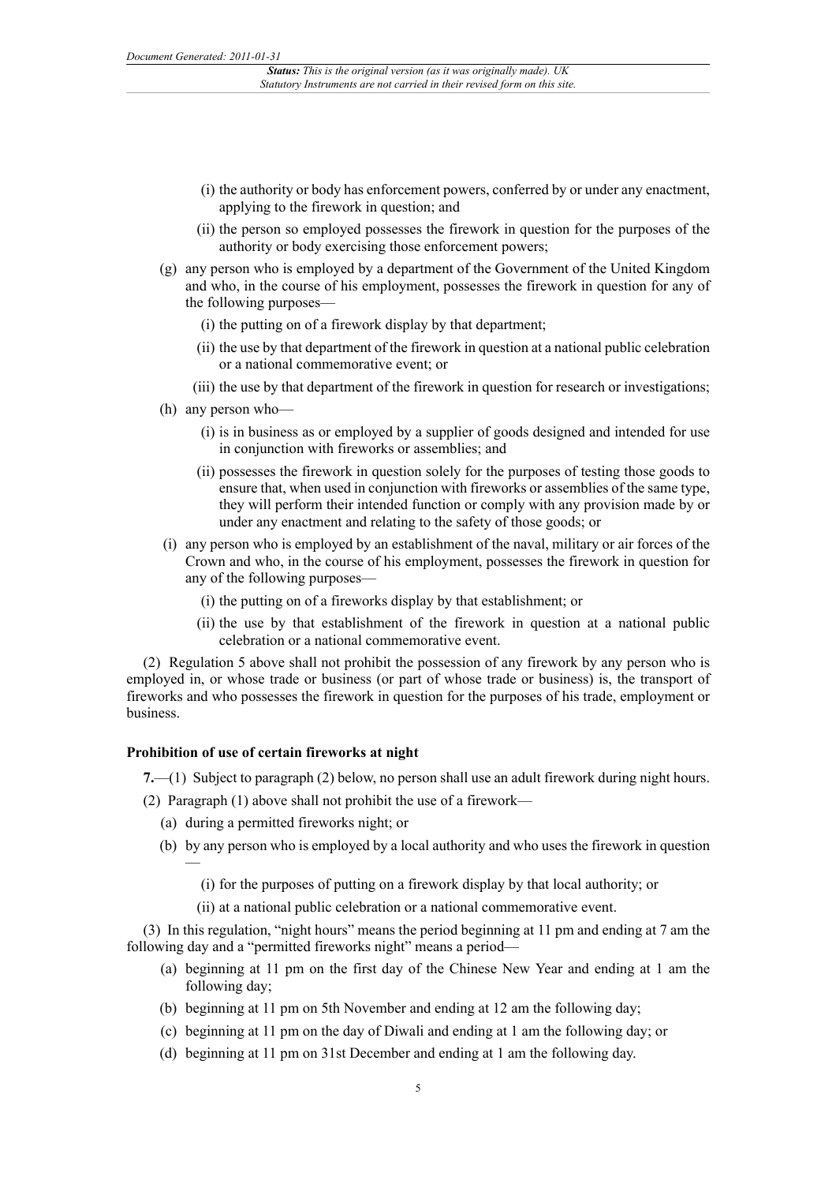(i) the authority or body has enforcement powers, conferred by or under any enactment, applying to the firework in question; and

(ii) the person so employed possesses the firework in question for the purposes of the authority or body exercising those enforcement powers;

(g) any person who is employed by a department of the Government of the United Kingdom and who, in the course of his employment, possesses the firework in question for any of the following purposes—

(i) the putting on of a firework display by that department;

(ii) the use by that department of the firework in question at a national public celebration or a national commemorative event; or

(iii) the use by that department of the firework in question for research or investigations;

(h) any person who—

(i) is in business as or employed by a supplier of goods designed and intended for use in conjunction with fireworks or assemblies; and

(ii) possesses the firework in question solely for the purposes of testing those goods to ensure that, when used in conjunction with fireworks or assemblies of the same type, they will perform their intended function or comply with any provision made by or under any enactment and relating to the safety of those goods; or

(i) any person who is employed by an establishment of the naval, military or air forces of the Crown and who, in the course of his employment, possesses the firework in question for any of the following purposes—

(i) the putting on of a fireworks display by that establishment; or

(ii) the use by that establishment of the firework in question at a national public celebration or a national commemorative event.

(2) Regulation 5 above shall not prohibit the possession of any firework by any person who is employed in, or whose trade or business (or part of whose trade or business) is, the transport of fireworks and who possesses the firework in question for the purposes of his trade, employment or business.

### Prohibition of use of certain fireworks at night

**7.**—(1) Subject to paragraph (2) below, no person shall use an adult firework during night hours.

(2) Paragraph (1) above shall not prohibit the use of a firework—

(a) during a permitted fireworks night; or

(b) by any person who is employed by a local authority and who uses the firework in question —

(i) for the purposes of putting on a firework display by that local authority; or

(ii) at a national public celebration or a national commemorative event.

(3) In this regulation, "night hours" means the period beginning at 11 pm and ending at 7 am the following day and a "permitted fireworks night" means a period—

(a) beginning at 11 pm on the first day of the Chinese New Year and ending at 1 am the following day;

(b) beginning at 11 pm on 5th November and ending at 12 am the following day;

(c) beginning at 11 pm on the day of Diwali and ending at 1 am the following day; or

(d) beginning at 11 pm on 31st December and ending at 1 am the following day.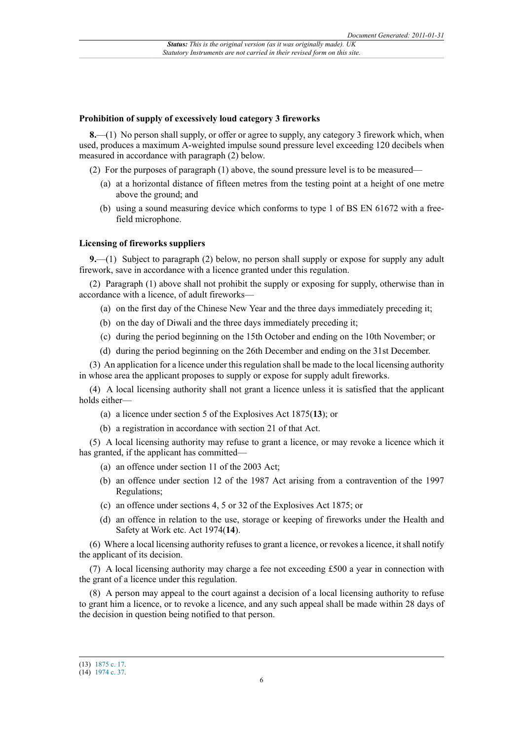**Prohibition of supply of excessively loud category 3 fireworks**

**8.**—(1) No person shall supply, or offer or agree to supply, any category 3 firework which, when used, produces a maximum A-weighted impulse sound pressure level exceeding 120 decibels when measured in accordance with paragraph (2) below.

(2) For the purposes of paragraph (1) above, the sound pressure level is to be measured—

(a) at a horizontal distance of fifteen metres from the testing point at a height of one metre above the ground; and

(b) using a sound measuring device which conforms to type 1 of BS EN 61672 with a free-field microphone.

**Licensing of fireworks suppliers**

**9.**—(1) Subject to paragraph (2) below, no person shall supply or expose for supply any adult firework, save in accordance with a licence granted under this regulation.

(2) Paragraph (1) above shall not prohibit the supply or exposing for supply, otherwise than in accordance with a licence, of adult fireworks—

(a) on the first day of the Chinese New Year and the three days immediately preceding it;

(b) on the day of Diwali and the three days immediately preceding it;

(c) during the period beginning on the 15th October and ending on the 10th November; or

(d) during the period beginning on the 26th December and ending on the 31st December.

(3) An application for a licence under this regulation shall be made to the local licensing authority in whose area the applicant proposes to supply or expose for supply adult fireworks.

(4) A local licensing authority shall not grant a licence unless it is satisfied that the applicant holds either—

(a) a licence under section 5 of the Explosives Act 1875(**13**); or

(b) a registration in accordance with section 21 of that Act.

(5) A local licensing authority may refuse to grant a licence, or may revoke a licence which it has granted, if the applicant has committed—

(a) an offence under section 11 of the 2003 Act;

(b) an offence under section 12 of the 1987 Act arising from a contravention of the 1997 Regulations;

(c) an offence under sections 4, 5 or 32 of the Explosives Act 1875; or

(d) an offence in relation to the use, storage or keeping of fireworks under the Health and Safety at Work etc. Act 1974(**14**).

(6) Where a local licensing authority refuses to grant a licence, or revokes a licence, it shall notify the applicant of its decision.

(7) A local licensing authority may charge a fee not exceeding £500 a year in connection with the grant of a licence under this regulation.

(8) A person may appeal to the court against a decision of a local licensing authority to refuse to grant him a licence, or to revoke a licence, and any such appeal shall be made within 28 days of the decision in question being notified to that person.

(13) 1875 c. 17.
(14) 1974 c. 37.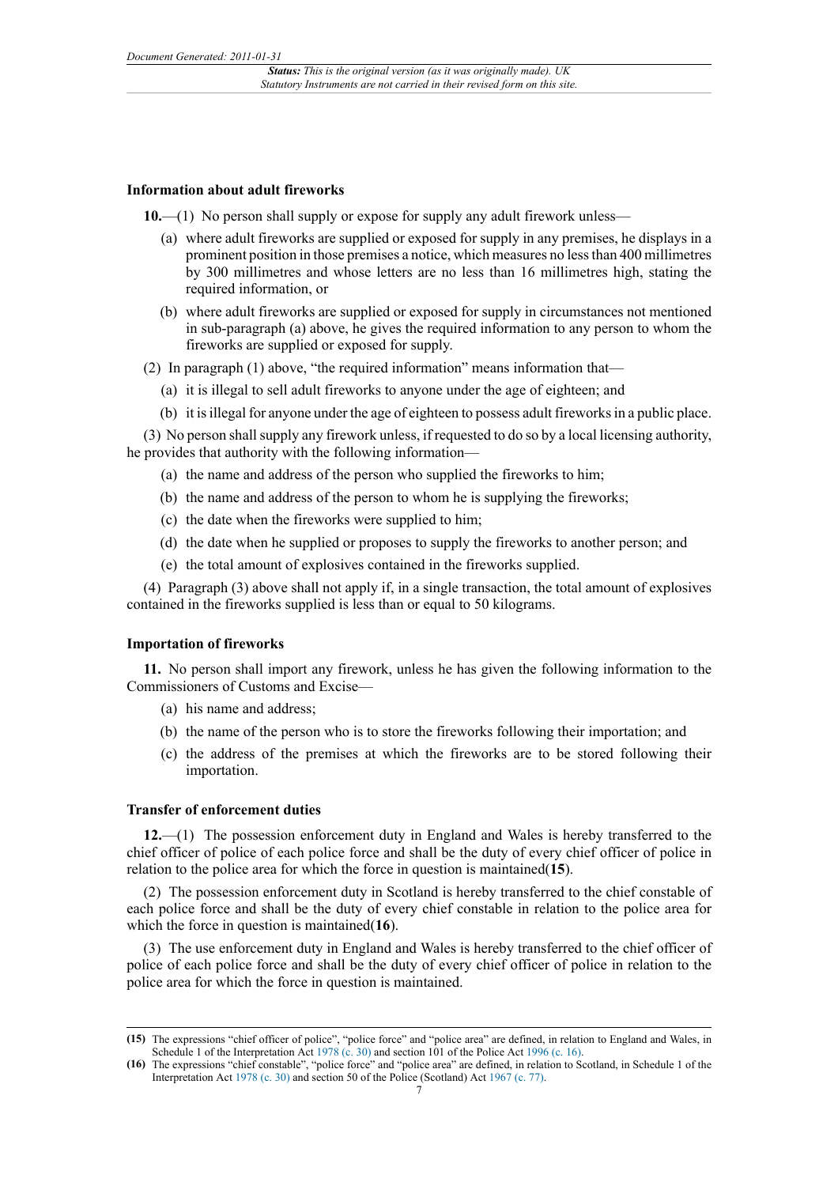### Information about adult fireworks

**10.**—(1) No person shall supply or expose for supply any adult firework unless—

(a) where adult fireworks are supplied or exposed for supply in any premises, he displays in a prominent position in those premises a notice, which measures no less than 400 millimetres by 300 millimetres and whose letters are no less than 16 millimetres high, stating the required information, or

(b) where adult fireworks are supplied or exposed for supply in circumstances not mentioned in sub-paragraph (a) above, he gives the required information to any person to whom the fireworks are supplied or exposed for supply.

(2) In paragraph (1) above, "the required information" means information that—

(a) it is illegal to sell adult fireworks to anyone under the age of eighteen; and

(b) it is illegal for anyone under the age of eighteen to possess adult fireworks in a public place.

(3) No person shall supply any firework unless, if requested to do so by a local licensing authority, he provides that authority with the following information—

(a) the name and address of the person who supplied the fireworks to him;

(b) the name and address of the person to whom he is supplying the fireworks;

(c) the date when the fireworks were supplied to him;

(d) the date when he supplied or proposes to supply the fireworks to another person; and

(e) the total amount of explosives contained in the fireworks supplied.

(4) Paragraph (3) above shall not apply if, in a single transaction, the total amount of explosives contained in the fireworks supplied is less than or equal to 50 kilograms.

### Importation of fireworks

**11.** No person shall import any firework, unless he has given the following information to the Commissioners of Customs and Excise—

(a) his name and address;

(b) the name of the person who is to store the fireworks following their importation; and

(c) the address of the premises at which the fireworks are to be stored following their importation.

### Transfer of enforcement duties

**12.**—(1) The possession enforcement duty in England and Wales is hereby transferred to the chief officer of police of each police force and shall be the duty of every chief officer of police in relation to the police area for which the force in question is maintained(**15**).

(2) The possession enforcement duty in Scotland is hereby transferred to the chief constable of each police force and shall be the duty of every chief constable in relation to the police area for which the force in question is maintained(**16**).

(3) The use enforcement duty in England and Wales is hereby transferred to the chief officer of police of each police force and shall be the duty of every chief officer of police in relation to the police area for which the force in question is maintained.

---

**(15)** The expressions "chief officer of police", "police force" and "police area" are defined, in relation to England and Wales, in Schedule 1 of the Interpretation Act 1978 (c. 30) and section 101 of the Police Act 1996 (c. 16).

**(16)** The expressions "chief constable", "police force" and "police area" are defined, in relation to Scotland, in Schedule 1 of the Interpretation Act 1978 (c. 30) and section 50 of the Police (Scotland) Act 1967 (c. 77).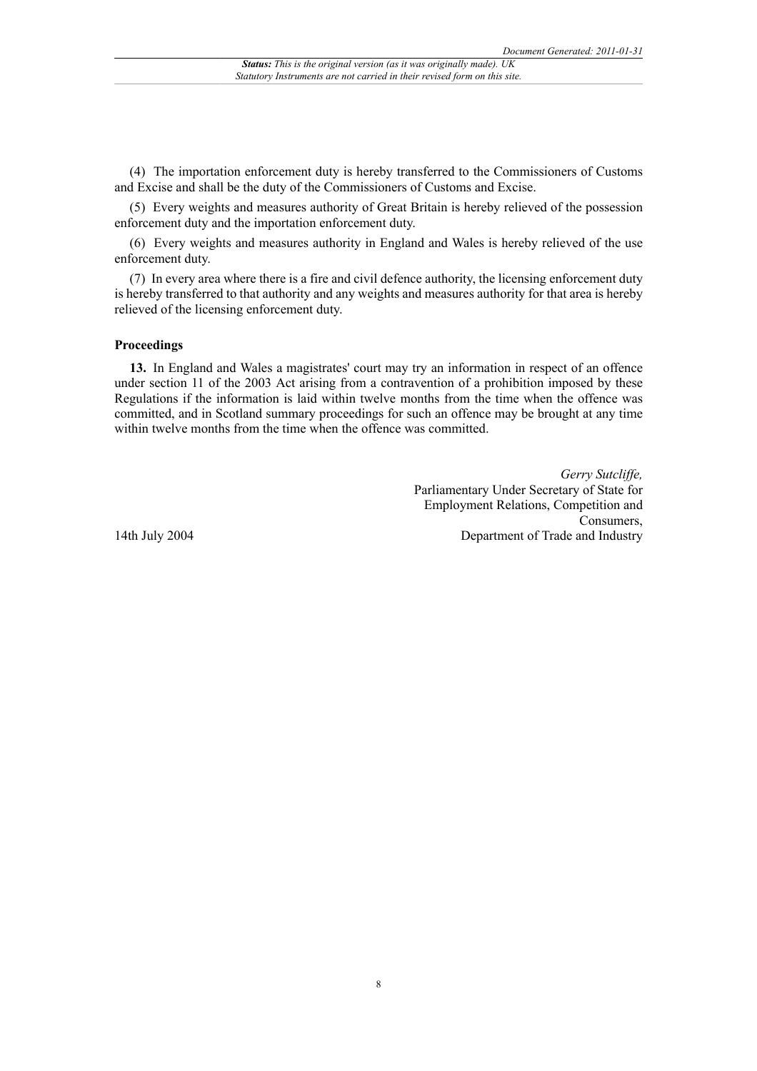(4) The importation enforcement duty is hereby transferred to the Commissioners of Customs and Excise and shall be the duty of the Commissioners of Customs and Excise.

(5) Every weights and measures authority of Great Britain is hereby relieved of the possession enforcement duty and the importation enforcement duty.

(6) Every weights and measures authority in England and Wales is hereby relieved of the use enforcement duty.

(7) In every area where there is a fire and civil defence authority, the licensing enforcement duty is hereby transferred to that authority and any weights and measures authority for that area is hereby relieved of the licensing enforcement duty.

**Proceedings**

**13.** In England and Wales a magistrates' court may try an information in respect of an offence under section 11 of the 2003 Act arising from a contravention of a prohibition imposed by these Regulations if the information is laid within twelve months from the time when the offence was committed, and in Scotland summary proceedings for such an offence may be brought at any time within twelve months from the time when the offence was committed.

*Gerry Sutcliffe,*
Parliamentary Under Secretary of State for Employment Relations, Competition and Consumers,
Department of Trade and Industry

14th July 2004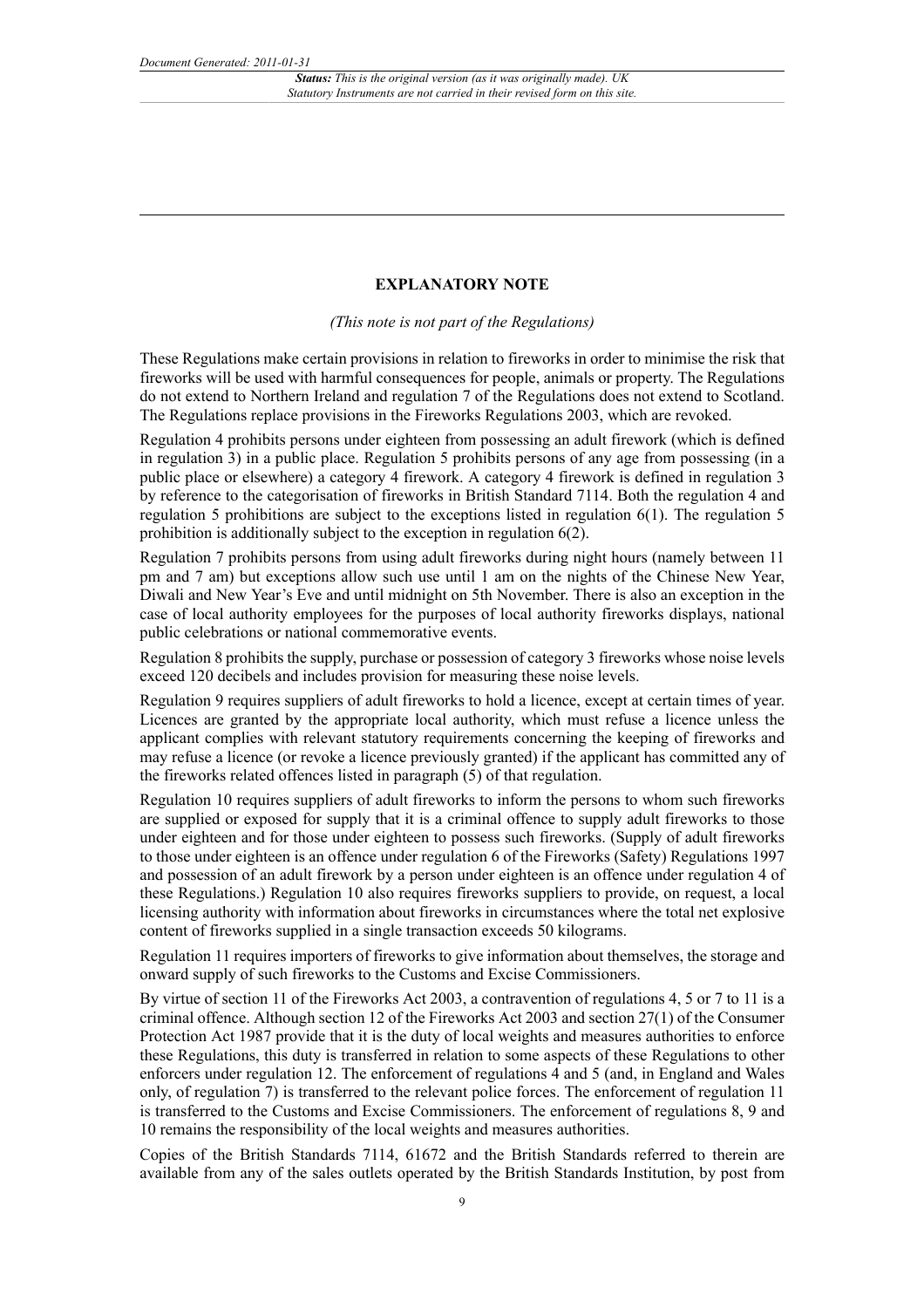## EXPLANATORY NOTE

*(This note is not part of the Regulations)*

These Regulations make certain provisions in relation to fireworks in order to minimise the risk that fireworks will be used with harmful consequences for people, animals or property. The Regulations do not extend to Northern Ireland and regulation 7 of the Regulations does not extend to Scotland. The Regulations replace provisions in the Fireworks Regulations 2003, which are revoked.

Regulation 4 prohibits persons under eighteen from possessing an adult firework (which is defined in regulation 3) in a public place. Regulation 5 prohibits persons of any age from possessing (in a public place or elsewhere) a category 4 firework. A category 4 firework is defined in regulation 3 by reference to the categorisation of fireworks in British Standard 7114. Both the regulation 4 and regulation 5 prohibitions are subject to the exceptions listed in regulation 6(1). The regulation 5 prohibition is additionally subject to the exception in regulation 6(2).

Regulation 7 prohibits persons from using adult fireworks during night hours (namely between 11 pm and 7 am) but exceptions allow such use until 1 am on the nights of the Chinese New Year, Diwali and New Year's Eve and until midnight on 5th November. There is also an exception in the case of local authority employees for the purposes of local authority fireworks displays, national public celebrations or national commemorative events.

Regulation 8 prohibits the supply, purchase or possession of category 3 fireworks whose noise levels exceed 120 decibels and includes provision for measuring these noise levels.

Regulation 9 requires suppliers of adult fireworks to hold a licence, except at certain times of year. Licences are granted by the appropriate local authority, which must refuse a licence unless the applicant complies with relevant statutory requirements concerning the keeping of fireworks and may refuse a licence (or revoke a licence previously granted) if the applicant has committed any of the fireworks related offences listed in paragraph (5) of that regulation.

Regulation 10 requires suppliers of adult fireworks to inform the persons to whom such fireworks are supplied or exposed for supply that it is a criminal offence to supply adult fireworks to those under eighteen and for those under eighteen to possess such fireworks. (Supply of adult fireworks to those under eighteen is an offence under regulation 6 of the Fireworks (Safety) Regulations 1997 and possession of an adult firework by a person under eighteen is an offence under regulation 4 of these Regulations.) Regulation 10 also requires fireworks suppliers to provide, on request, a local licensing authority with information about fireworks in circumstances where the total net explosive content of fireworks supplied in a single transaction exceeds 50 kilograms.

Regulation 11 requires importers of fireworks to give information about themselves, the storage and onward supply of such fireworks to the Customs and Excise Commissioners.

By virtue of section 11 of the Fireworks Act 2003, a contravention of regulations 4, 5 or 7 to 11 is a criminal offence. Although section 12 of the Fireworks Act 2003 and section 27(1) of the Consumer Protection Act 1987 provide that it is the duty of local weights and measures authorities to enforce these Regulations, this duty is transferred in relation to some aspects of these Regulations to other enforcers under regulation 12. The enforcement of regulations 4 and 5 (and, in England and Wales only, of regulation 7) is transferred to the relevant police forces. The enforcement of regulation 11 is transferred to the Customs and Excise Commissioners. The enforcement of regulations 8, 9 and 10 remains the responsibility of the local weights and measures authorities.

Copies of the British Standards 7114, 61672 and the British Standards referred to therein are available from any of the sales outlets operated by the British Standards Institution, by post from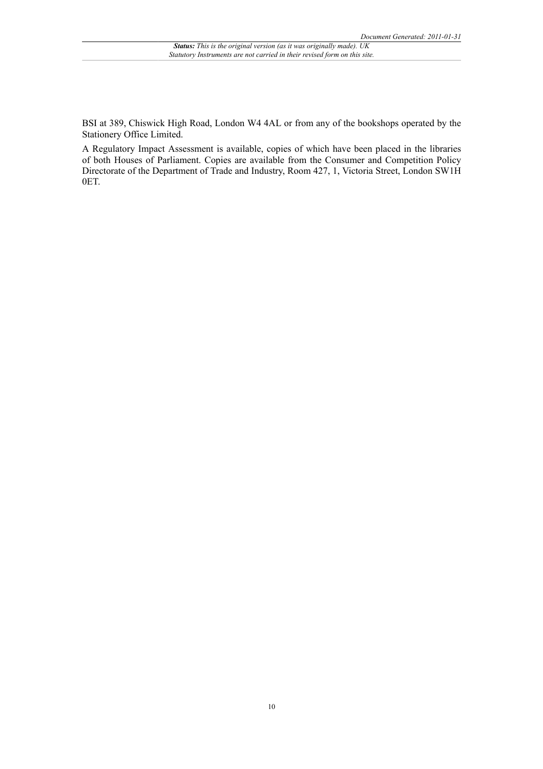BSI at 389, Chiswick High Road, London W4 4AL or from any of the bookshops operated by the Stationery Office Limited.

A Regulatory Impact Assessment is available, copies of which have been placed in the libraries of both Houses of Parliament. Copies are available from the Consumer and Competition Policy Directorate of the Department of Trade and Industry, Room 427, 1, Victoria Street, London SW1H 0ET.